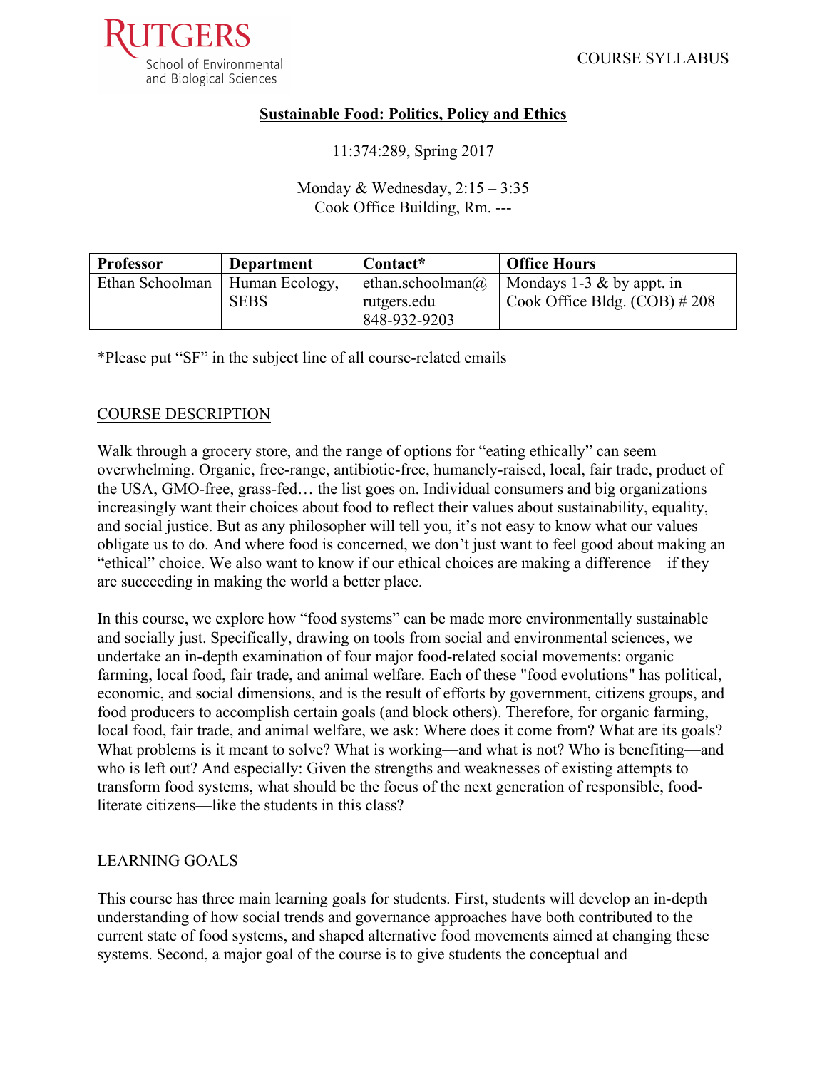RUTGERS
School of Environmental
and Biological Sciences

COURSE SYLLABUS

# Sustainable Food: Politics, Policy and Ethics

11:374:289, Spring 2017

Monday & Wednesday, 2:15 – 3:35
Cook Office Building, Rm. ---

| Professor | Department | Contact* | Office Hours |
|---|---|---|---|
| Ethan Schoolman | Human Ecology, SEBS | ethan.schoolman@rutgers.edu 848-932-9203 | Mondays 1-3 & by appt. in Cook Office Bldg. (COB) # 208 |

*Please put "SF" in the subject line of all course-related emails

## COURSE DESCRIPTION

Walk through a grocery store, and the range of options for "eating ethically" can seem overwhelming. Organic, free-range, antibiotic-free, humanely-raised, local, fair trade, product of the USA, GMO-free, grass-fed… the list goes on. Individual consumers and big organizations increasingly want their choices about food to reflect their values about sustainability, equality, and social justice. But as any philosopher will tell you, it's not easy to know what our values obligate us to do. And where food is concerned, we don't just want to feel good about making an "ethical" choice. We also want to know if our ethical choices are making a difference—if they are succeeding in making the world a better place.

In this course, we explore how "food systems" can be made more environmentally sustainable and socially just. Specifically, drawing on tools from social and environmental sciences, we undertake an in-depth examination of four major food-related social movements: organic farming, local food, fair trade, and animal welfare. Each of these "food evolutions" has political, economic, and social dimensions, and is the result of efforts by government, citizens groups, and food producers to accomplish certain goals (and block others). Therefore, for organic farming, local food, fair trade, and animal welfare, we ask: Where does it come from? What are its goals? What problems is it meant to solve? What is working—and what is not? Who is benefiting—and who is left out? And especially: Given the strengths and weaknesses of existing attempts to transform food systems, what should be the focus of the next generation of responsible, food-literate citizens—like the students in this class?

## LEARNING GOALS

This course has three main learning goals for students. First, students will develop an in-depth understanding of how social trends and governance approaches have both contributed to the current state of food systems, and shaped alternative food movements aimed at changing these systems. Second, a major goal of the course is to give students the conceptual and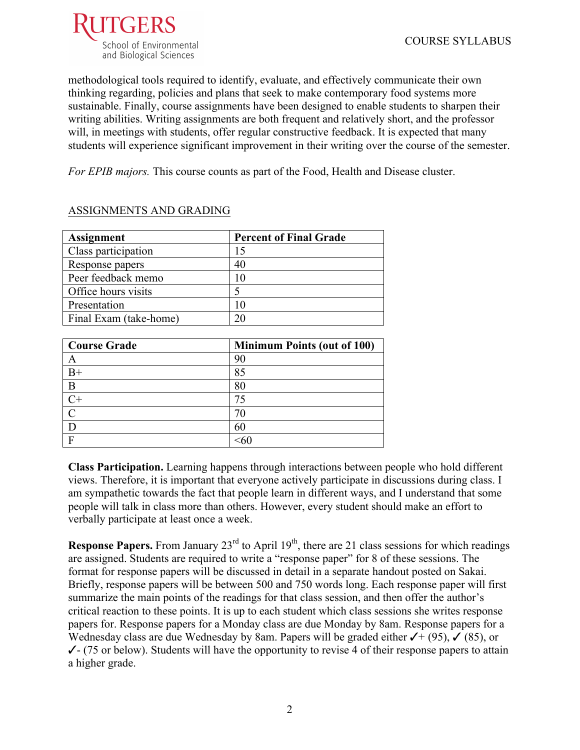methodological tools required to identify, evaluate, and effectively communicate their own thinking regarding, policies and plans that seek to make contemporary food systems more sustainable. Finally, course assignments have been designed to enable students to sharpen their writing abilities. Writing assignments are both frequent and relatively short, and the professor will, in meetings with students, offer regular constructive feedback. It is expected that many students will experience significant improvement in their writing over the course of the semester.

*For EPIB majors.* This course counts as part of the Food, Health and Disease cluster.

## ASSIGNMENTS AND GRADING

| Assignment | Percent of Final Grade |
|---|---|
| Class participation | 15 |
| Response papers | 40 |
| Peer feedback memo | 10 |
| Office hours visits | 5 |
| Presentation | 10 |
| Final Exam (take-home) | 20 |

| Course Grade | Minimum Points (out of 100) |
|---|---|
| A | 90 |
| B+ | 85 |
| B | 80 |
| C+ | 75 |
| C | 70 |
| D | 60 |
| F | <60 |

**Class Participation.** Learning happens through interactions between people who hold different views. Therefore, it is important that everyone actively participate in discussions during class. I am sympathetic towards the fact that people learn in different ways, and I understand that some people will talk in class more than others. However, every student should make an effort to verbally participate at least once a week.

**Response Papers.** From January 23rd to April 19th, there are 21 class sessions for which readings are assigned. Students are required to write a "response paper" for 8 of these sessions. The format for response papers will be discussed in detail in a separate handout posted on Sakai. Briefly, response papers will be between 500 and 750 words long. Each response paper will first summarize the main points of the readings for that class session, and then offer the author's critical reaction to these points. It is up to each student which class sessions she writes response papers for. Response papers for a Monday class are due Monday by 8am. Response papers for a Wednesday class are due Wednesday by 8am. Papers will be graded either ✓+ (95), ✓ (85), or ✓- (75 or below). Students will have the opportunity to revise 4 of their response papers to attain a higher grade.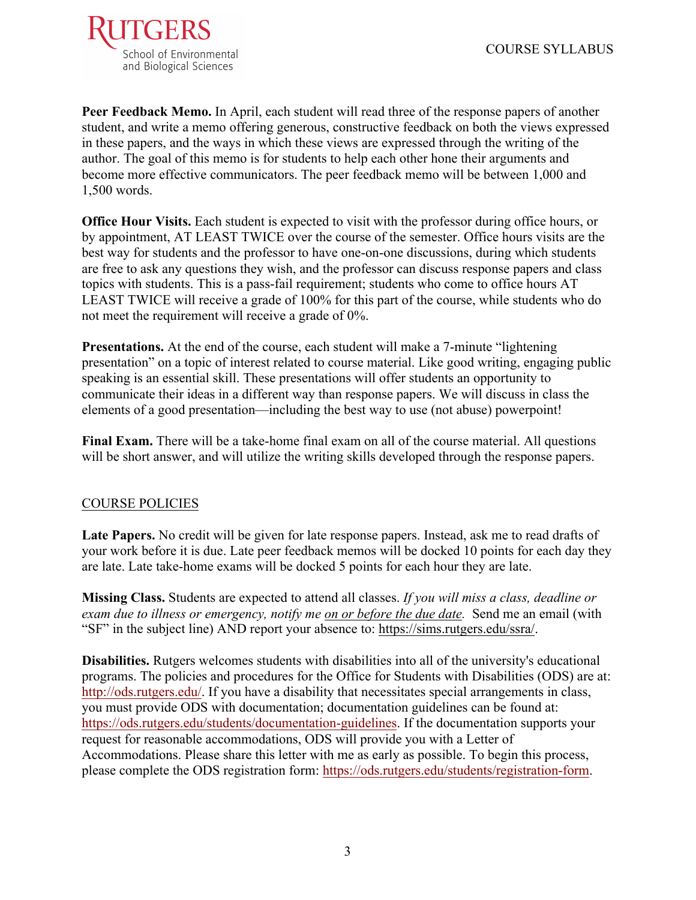**Peer Feedback Memo.** In April, each student will read three of the response papers of another student, and write a memo offering generous, constructive feedback on both the views expressed in these papers, and the ways in which these views are expressed through the writing of the author. The goal of this memo is for students to help each other hone their arguments and become more effective communicators. The peer feedback memo will be between 1,000 and 1,500 words.

**Office Hour Visits.** Each student is expected to visit with the professor during office hours, or by appointment, AT LEAST TWICE over the course of the semester. Office hours visits are the best way for students and the professor to have one-on-one discussions, during which students are free to ask any questions they wish, and the professor can discuss response papers and class topics with students. This is a pass-fail requirement; students who come to office hours AT LEAST TWICE will receive a grade of 100% for this part of the course, while students who do not meet the requirement will receive a grade of 0%.

**Presentations.** At the end of the course, each student will make a 7-minute "lightening presentation" on a topic of interest related to course material. Like good writing, engaging public speaking is an essential skill. These presentations will offer students an opportunity to communicate their ideas in a different way than response papers. We will discuss in class the elements of a good presentation—including the best way to use (not abuse) powerpoint!

**Final Exam.** There will be a take-home final exam on all of the course material. All questions will be short answer, and will utilize the writing skills developed through the response papers.

## COURSE POLICIES

**Late Papers.** No credit will be given for late response papers. Instead, ask me to read drafts of your work before it is due. Late peer feedback memos will be docked 10 points for each day they are late. Late take-home exams will be docked 5 points for each hour they are late.

**Missing Class.** Students are expected to attend all classes. *If you will miss a class, deadline or exam due to illness or emergency, notify me on or before the due date.* Send me an email (with "SF" in the subject line) AND report your absence to: https://sims.rutgers.edu/ssra/.

**Disabilities.** Rutgers welcomes students with disabilities into all of the university's educational programs. The policies and procedures for the Office for Students with Disabilities (ODS) are at: http://ods.rutgers.edu/. If you have a disability that necessitates special arrangements in class, you must provide ODS with documentation; documentation guidelines can be found at: https://ods.rutgers.edu/students/documentation-guidelines. If the documentation supports your request for reasonable accommodations, ODS will provide you with a Letter of Accommodations. Please share this letter with me as early as possible. To begin this process, please complete the ODS registration form: https://ods.rutgers.edu/students/registration-form.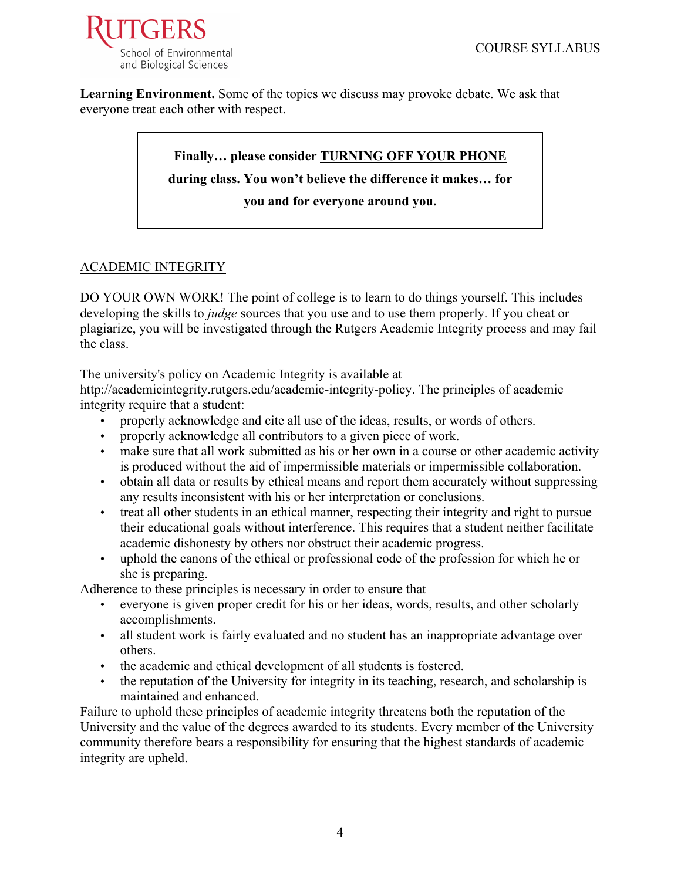**Learning Environment.** Some of the topics we discuss may provoke debate. We ask that everyone treat each other with respect.

> **Finally… please consider <u>TURNING OFF YOUR PHONE</u> during class. You won't believe the difference it makes… for you and for everyone around you.**

<u>ACADEMIC INTEGRITY</u>

DO YOUR OWN WORK! The point of college is to learn to do things yourself. This includes developing the skills to *judge* sources that you use and to use them properly. If you cheat or plagiarize, you will be investigated through the Rutgers Academic Integrity process and may fail the class.

The university's policy on Academic Integrity is available at http://academicintegrity.rutgers.edu/academic-integrity-policy. The principles of academic integrity require that a student:

- properly acknowledge and cite all use of the ideas, results, or words of others.
- properly acknowledge all contributors to a given piece of work.
- make sure that all work submitted as his or her own in a course or other academic activity is produced without the aid of impermissible materials or impermissible collaboration.
- obtain all data or results by ethical means and report them accurately without suppressing any results inconsistent with his or her interpretation or conclusions.
- treat all other students in an ethical manner, respecting their integrity and right to pursue their educational goals without interference. This requires that a student neither facilitate academic dishonesty by others nor obstruct their academic progress.
- uphold the canons of the ethical or professional code of the profession for which he or she is preparing.

Adherence to these principles is necessary in order to ensure that

- everyone is given proper credit for his or her ideas, words, results, and other scholarly accomplishments.
- all student work is fairly evaluated and no student has an inappropriate advantage over others.
- the academic and ethical development of all students is fostered.
- the reputation of the University for integrity in its teaching, research, and scholarship is maintained and enhanced.

Failure to uphold these principles of academic integrity threatens both the reputation of the University and the value of the degrees awarded to its students. Every member of the University community therefore bears a responsibility for ensuring that the highest standards of academic integrity are upheld.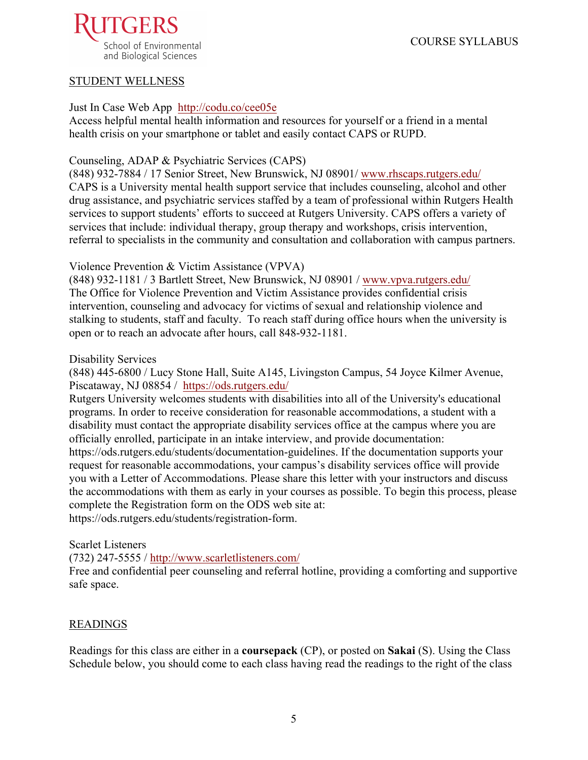## STUDENT WELLNESS

Just In Case Web App http://codu.co/cee05e
Access helpful mental health information and resources for yourself or a friend in a mental health crisis on your smartphone or tablet and easily contact CAPS or RUPD.

Counseling, ADAP & Psychiatric Services (CAPS)
(848) 932-7884 / 17 Senior Street, New Brunswick, NJ 08901/ www.rhscaps.rutgers.edu/
CAPS is a University mental health support service that includes counseling, alcohol and other drug assistance, and psychiatric services staffed by a team of professional within Rutgers Health services to support students' efforts to succeed at Rutgers University. CAPS offers a variety of services that include: individual therapy, group therapy and workshops, crisis intervention, referral to specialists in the community and consultation and collaboration with campus partners.

Violence Prevention & Victim Assistance (VPVA)
(848) 932-1181 / 3 Bartlett Street, New Brunswick, NJ 08901 / www.vpva.rutgers.edu/
The Office for Violence Prevention and Victim Assistance provides confidential crisis intervention, counseling and advocacy for victims of sexual and relationship violence and stalking to students, staff and faculty. To reach staff during office hours when the university is open or to reach an advocate after hours, call 848-932-1181.

Disability Services
(848) 445-6800 / Lucy Stone Hall, Suite A145, Livingston Campus, 54 Joyce Kilmer Avenue, Piscataway, NJ 08854 / https://ods.rutgers.edu/
Rutgers University welcomes students with disabilities into all of the University's educational programs. In order to receive consideration for reasonable accommodations, a student with a disability must contact the appropriate disability services office at the campus where you are officially enrolled, participate in an intake interview, and provide documentation: https://ods.rutgers.edu/students/documentation-guidelines. If the documentation supports your request for reasonable accommodations, your campus's disability services office will provide you with a Letter of Accommodations. Please share this letter with your instructors and discuss the accommodations with them as early in your courses as possible. To begin this process, please complete the Registration form on the ODS web site at: https://ods.rutgers.edu/students/registration-form.

Scarlet Listeners
(732) 247-5555 / http://www.scarletlisteners.com/
Free and confidential peer counseling and referral hotline, providing a comforting and supportive safe space.

## READINGS

Readings for this class are either in a **coursepack** (CP), or posted on **Sakai** (S). Using the Class Schedule below, you should come to each class having read the readings to the right of the class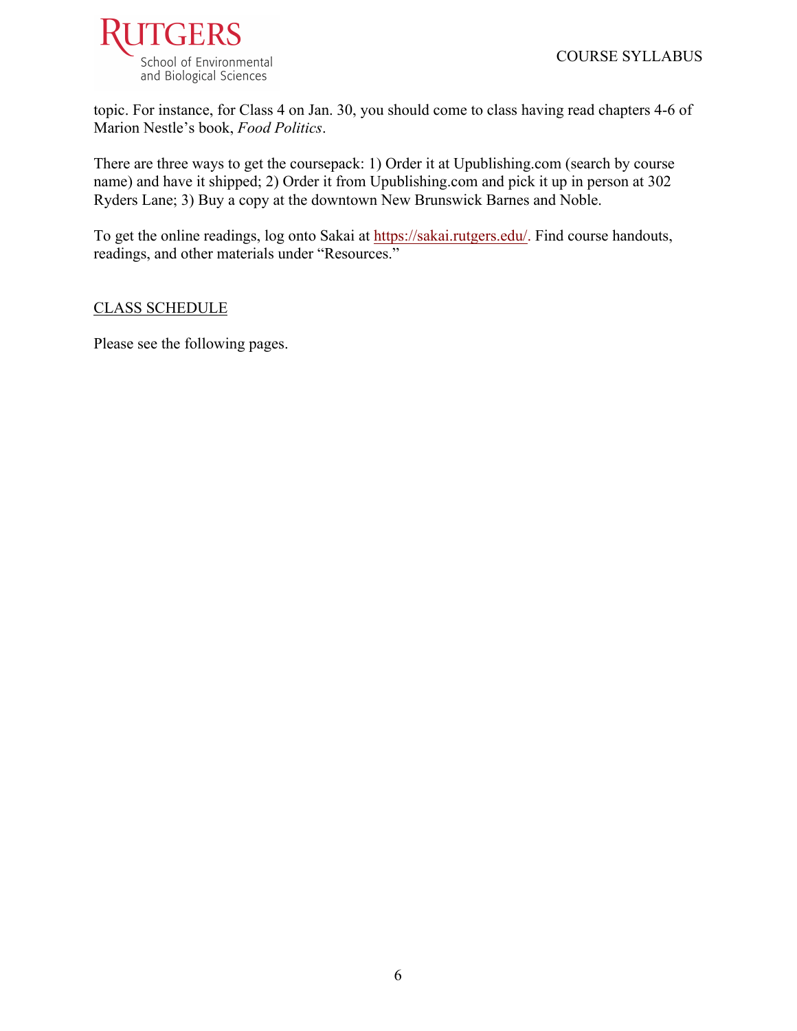topic. For instance, for Class 4 on Jan. 30, you should come to class having read chapters 4-6 of Marion Nestle's book, *Food Politics*.

There are three ways to get the coursepack: 1) Order it at Upublishing.com (search by course name) and have it shipped; 2) Order it from Upublishing.com and pick it up in person at 302 Ryders Lane; 3) Buy a copy at the downtown New Brunswick Barnes and Noble.

To get the online readings, log onto Sakai at https://sakai.rutgers.edu/. Find course handouts, readings, and other materials under "Resources."

## CLASS SCHEDULE

Please see the following pages.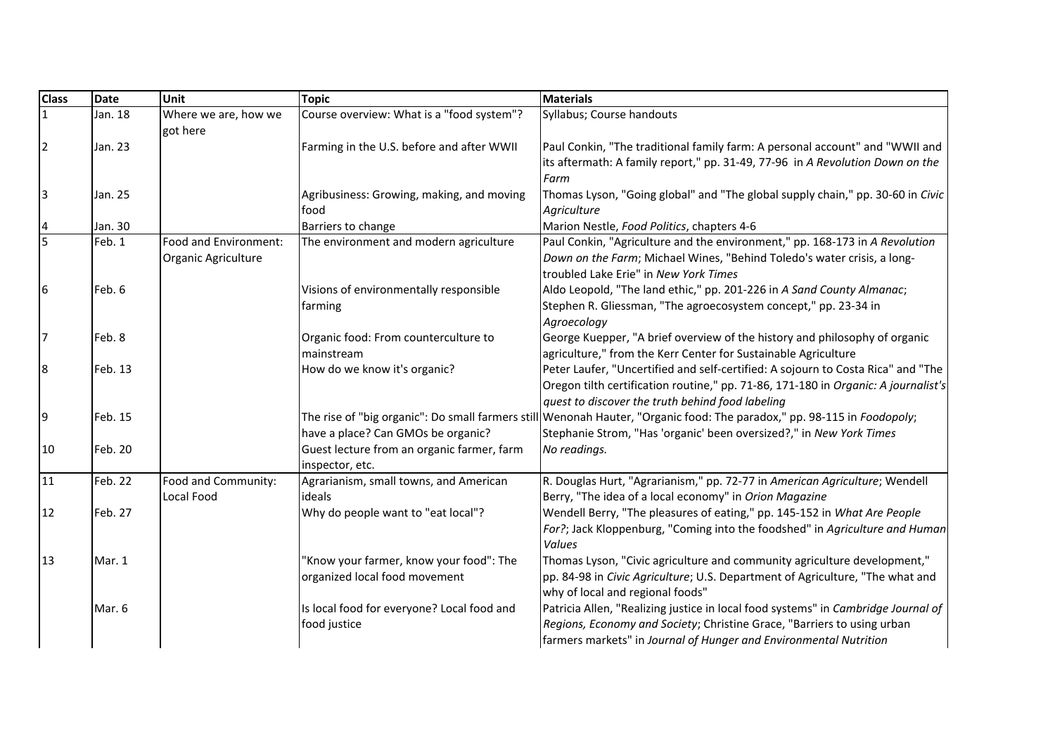| Class | Date | Unit | Topic | Materials |
|---|---|---|---|---|
| 1 | Jan. 18 | Where we are, how we got here | Course overview: What is a "food system"? | Syllabus; Course handouts |
| 2 | Jan. 23 | | Farming in the U.S. before and after WWII | Paul Conkin, "The traditional family farm: A personal account" and "WWII and its aftermath: A family report," pp. 31-49, 77-96 in *A Revolution Down on the Farm* |
| 3 | Jan. 25 | | Agribusiness: Growing, making, and moving food | Thomas Lyson, "Going global" and "The global supply chain," pp. 30-60 in *Civic Agriculture* |
| 4 | Jan. 30 | | Barriers to change | Marion Nestle, *Food Politics*, chapters 4-6 |
| 5 | Feb. 1 | Food and Environment: Organic Agriculture | The environment and modern agriculture | Paul Conkin, "Agriculture and the environment," pp. 168-173 in *A Revolution Down on the Farm*; Michael Wines, "Behind Toledo's water crisis, a long-troubled Lake Erie" in *New York Times* |
| 6 | Feb. 6 | | Visions of environmentally responsible farming | Aldo Leopold, "The land ethic," pp. 201-226 in *A Sand County Almanac*; Stephen R. Gliessman, "The agroecosystem concept," pp. 23-34 in *Agroecology* |
| 7 | Feb. 8 | | Organic food: From counterculture to mainstream | George Kuepper, "A brief overview of the history and philosophy of organic agriculture," from the Kerr Center for Sustainable Agriculture |
| 8 | Feb. 13 | | How do we know it's organic? | Peter Laufer, "Uncertified and self-certified: A sojourn to Costa Rica" and "The Oregon tilth certification routine," pp. 71-86, 171-180 in *Organic: A journalist's quest to discover the truth behind food labeling* |
| 9 | Feb. 15 | | The rise of "big organic": Do small farmers still have a place? Can GMOs be organic? | Wenonah Hauter, "Organic food: The paradox," pp. 98-115 in *Foodopoly*; Stephanie Strom, "Has 'organic' been oversized?," in *New York Times* |
| 10 | Feb. 20 | | Guest lecture from an organic farmer, farm inspector, etc. | *No readings.* |
| 11 | Feb. 22 | Food and Community: Local Food | Agrarianism, small towns, and American ideals | R. Douglas Hurt, "Agrarianism," pp. 72-77 in *American Agriculture*; Wendell Berry, "The idea of a local economy" in *Orion Magazine* |
| 12 | Feb. 27 | | Why do people want to "eat local"? | Wendell Berry, "The pleasures of eating," pp. 145-152 in *What Are People For?*; Jack Kloppenburg, "Coming into the foodshed" in *Agriculture and Human Values* |
| 13 | Mar. 1 | | "Know your farmer, know your food": The organized local food movement | Thomas Lyson, "Civic agriculture and community agriculture development," pp. 84-98 in *Civic Agriculture*; U.S. Department of Agriculture, "The what and why of local and regional foods" |
| | Mar. 6 | | Is local food for everyone? Local food and food justice | Patricia Allen, "Realizing justice in local food systems" in *Cambridge Journal of Regions, Economy and Society*; Christine Grace, "Barriers to using urban farmers markets" in *Journal of Hunger and Environmental Nutrition* |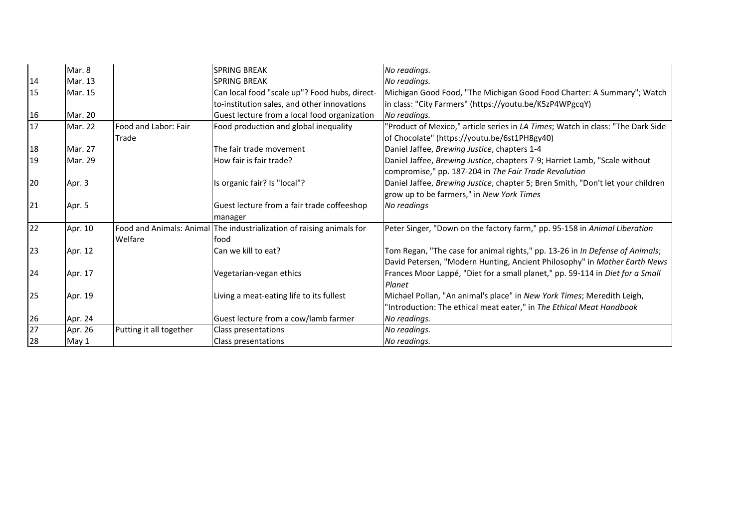| | | | | |
|---|---|---|---|---|
| | Mar. 8 | | SPRING BREAK | *No readings.* |
| 14 | Mar. 13 | | SPRING BREAK | *No readings.* |
| 15 | Mar. 15 | | Can local food "scale up"? Food hubs, direct-to-institution sales, and other innovations | Michigan Good Food, "The Michigan Good Food Charter: A Summary"; Watch in class: "City Farmers" (https://youtu.be/K5zP4WPgcqY) |
| 16 | Mar. 20 | | Guest lecture from a local food organization | *No readings.* |
| 17 | Mar. 22 | Food and Labor: Fair Trade | Food production and global inequality | "Product of Mexico," article series in *LA Times*; Watch in class: "The Dark Side of Chocolate" (https://youtu.be/6st1PH8gy40) |
| 18 | Mar. 27 | | The fair trade movement | Daniel Jaffee, *Brewing Justice*, chapters 1-4 |
| 19 | Mar. 29 | | How fair is fair trade? | Daniel Jaffee, *Brewing Justice*, chapters 7-9; Harriet Lamb, "Scale without compromise," pp. 187-204 in *The Fair Trade Revolution* |
| 20 | Apr. 3 | | Is organic fair? Is "local"? | Daniel Jaffee, *Brewing Justice*, chapter 5; Bren Smith, "Don't let your children grow up to be farmers," in *New York Times* |
| 21 | Apr. 5 | | Guest lecture from a fair trade coffeeshop manager | No readings |
| 22 | Apr. 10 | Food and Animals: Animal Welfare | The industrialization of raising animals for food | Peter Singer, "Down on the factory farm," pp. 95-158 in *Animal Liberation* |
| 23 | Apr. 12 | | Can we kill to eat? | Tom Regan, "The case for animal rights," pp. 13-26 in *In Defense of Animals*; David Petersen, "Modern Hunting, Ancient Philosophy" in *Mother Earth News* |
| 24 | Apr. 17 | | Vegetarian-vegan ethics | Frances Moor Lappé, "Diet for a small planet," pp. 59-114 in *Diet for a Small Planet* |
| 25 | Apr. 19 | | Living a meat-eating life to its fullest | Michael Pollan, "An animal's place" in *New York Times*; Meredith Leigh, "Introduction: The ethical meat eater," in *The Ethical Meat Handbook* |
| 26 | Apr. 24 | | Guest lecture from a cow/lamb farmer | *No readings.* |
| 27 | Apr. 26 | Putting it all together | Class presentations | *No readings.* |
| 28 | May 1 | | Class presentations | *No readings.* |